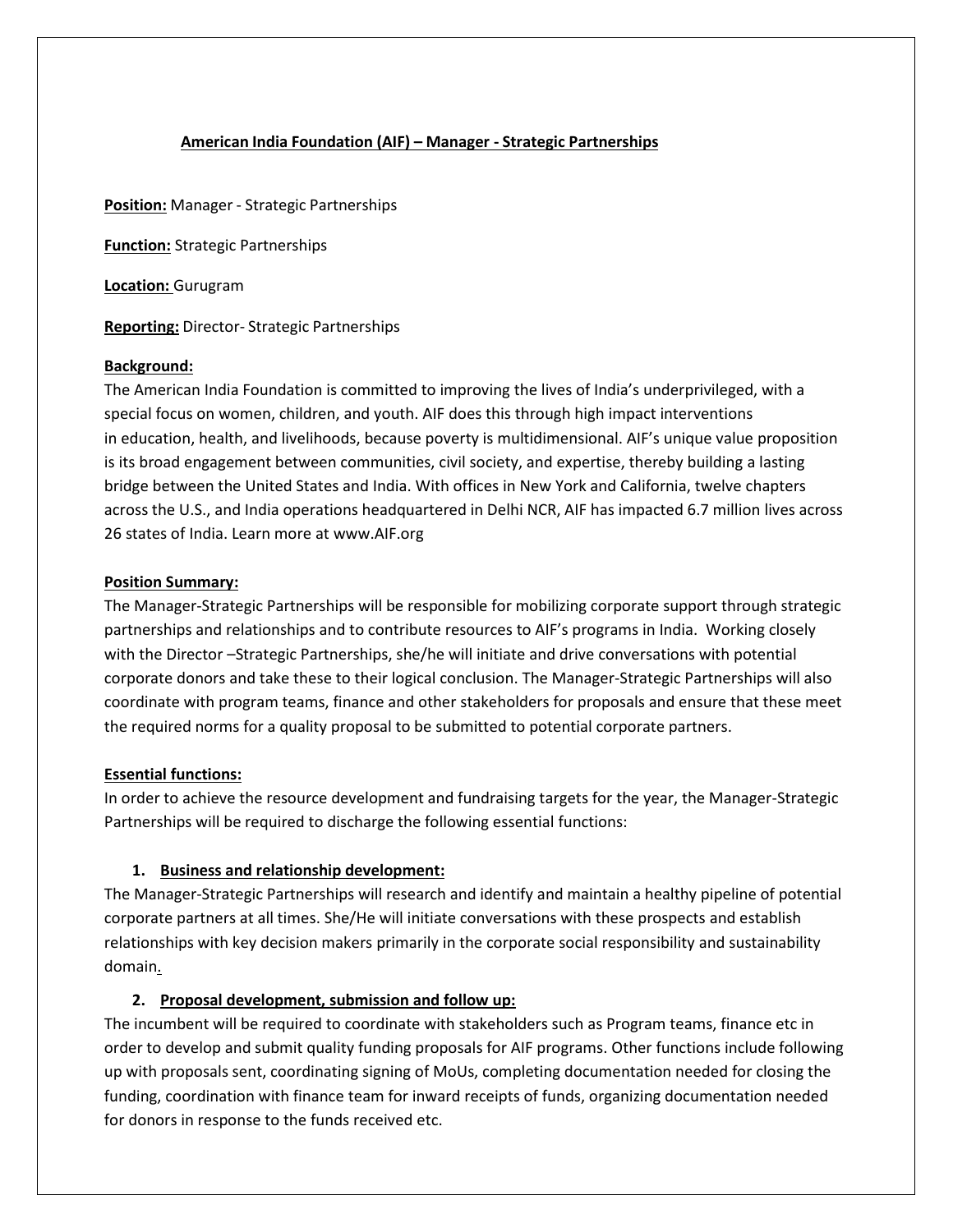## American India Foundation (AIF) – Manager - Strategic Partnerships

**Position:** Manager - Strategic Partnerships

**Function:** Strategic Partnerships

**Location:** Gurugram

**Reporting:** Director- Strategic Partnerships

**Background:**

The American India Foundation is committed to improving the lives of India's underprivileged, with a special focus on women, children, and youth. AIF does this through high impact interventions in education, health, and livelihoods, because poverty is multidimensional. AIF's unique value proposition is its broad engagement between communities, civil society, and expertise, thereby building a lasting bridge between the United States and India. With offices in New York and California, twelve chapters across the U.S., and India operations headquartered in Delhi NCR, AIF has impacted 6.7 million lives across 26 states of India. Learn more at www.AIF.org

**Position Summary:**

The Manager-Strategic Partnerships will be responsible for mobilizing corporate support through strategic partnerships and relationships and to contribute resources to AIF's programs in India. Working closely with the Director –Strategic Partnerships, she/he will initiate and drive conversations with potential corporate donors and take these to their logical conclusion. The Manager-Strategic Partnerships will also coordinate with program teams, finance and other stakeholders for proposals and ensure that these meet the required norms for a quality proposal to be submitted to potential corporate partners.

**Essential functions:**

In order to achieve the resource development and fundraising targets for the year, the Manager-Strategic Partnerships will be required to discharge the following essential functions:

1. **Business and relationship development:**

The Manager-Strategic Partnerships will research and identify and maintain a healthy pipeline of potential corporate partners at all times. She/He will initiate conversations with these prospects and establish relationships with key decision makers primarily in the corporate social responsibility and sustainability domain.

2. **Proposal development, submission and follow up:**

The incumbent will be required to coordinate with stakeholders such as Program teams, finance etc in order to develop and submit quality funding proposals for AIF programs. Other functions include following up with proposals sent, coordinating signing of MoUs, completing documentation needed for closing the funding, coordination with finance team for inward receipts of funds, organizing documentation needed for donors in response to the funds received etc.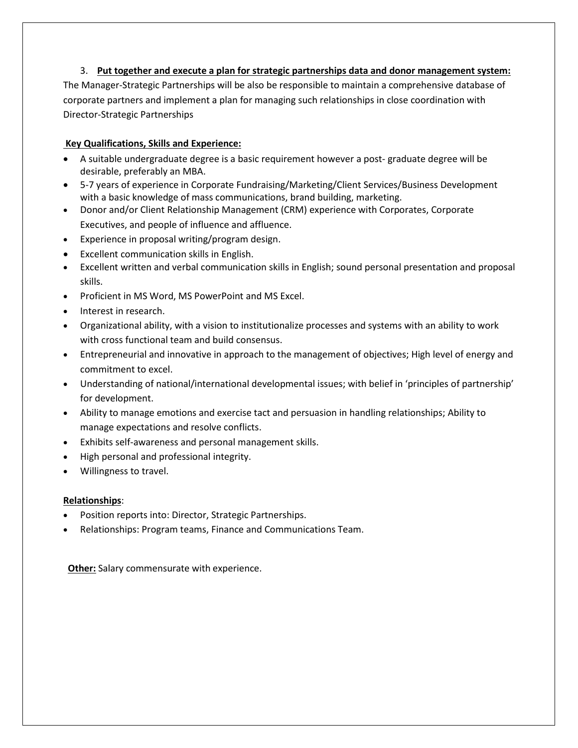3. **Put together and execute a plan for strategic partnerships data and donor management system:**

The Manager-Strategic Partnerships will be also be responsible to maintain a comprehensive database of corporate partners and implement a plan for managing such relationships in close coordination with Director-Strategic Partnerships

**Key Qualifications, Skills and Experience:**

- A suitable undergraduate degree is a basic requirement however a post- graduate degree will be desirable, preferably an MBA.
- 5-7 years of experience in Corporate Fundraising/Marketing/Client Services/Business Development with a basic knowledge of mass communications, brand building, marketing.
- Donor and/or Client Relationship Management (CRM) experience with Corporates, Corporate Executives, and people of influence and affluence.
- Experience in proposal writing/program design.
- Excellent communication skills in English.
- Excellent written and verbal communication skills in English; sound personal presentation and proposal skills.
- Proficient in MS Word, MS PowerPoint and MS Excel.
- Interest in research.
- Organizational ability, with a vision to institutionalize processes and systems with an ability to work with cross functional team and build consensus.
- Entrepreneurial and innovative in approach to the management of objectives; High level of energy and commitment to excel.
- Understanding of national/international developmental issues; with belief in 'principles of partnership' for development.
- Ability to manage emotions and exercise tact and persuasion in handling relationships; Ability to manage expectations and resolve conflicts.
- Exhibits self-awareness and personal management skills.
- High personal and professional integrity.
- Willingness to travel.

**Relationships**:

- Position reports into: Director, Strategic Partnerships.
- Relationships: Program teams, Finance and Communications Team.

**Other:** Salary commensurate with experience.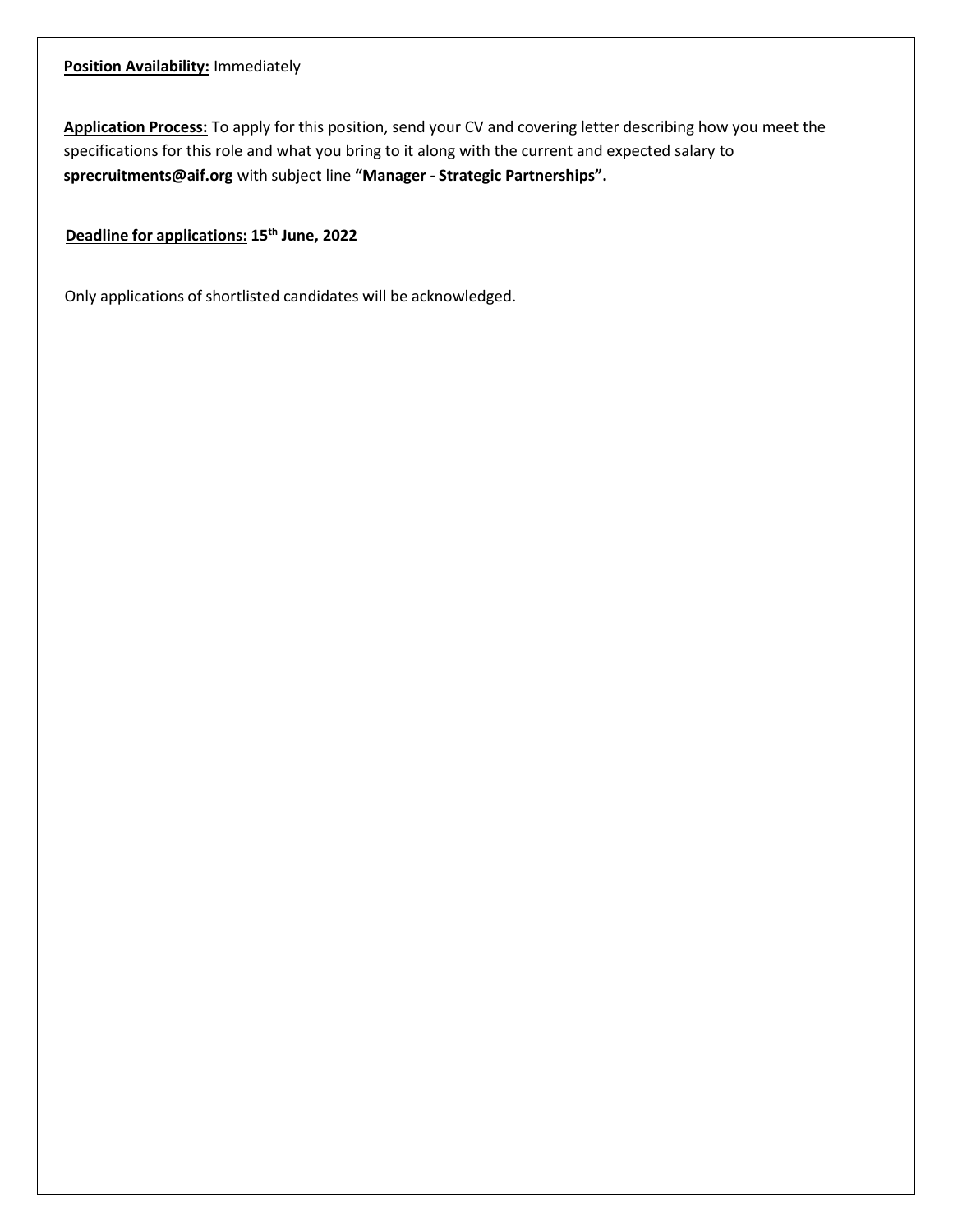**Position Availability:** Immediately

**Application Process:** To apply for this position, send your CV and covering letter describing how you meet the specifications for this role and what you bring to it along with the current and expected salary to **sprecruitments@aif.org** with subject line **"Manager - Strategic Partnerships".**

**Deadline for applications: 15th June, 2022**

Only applications of shortlisted candidates will be acknowledged.